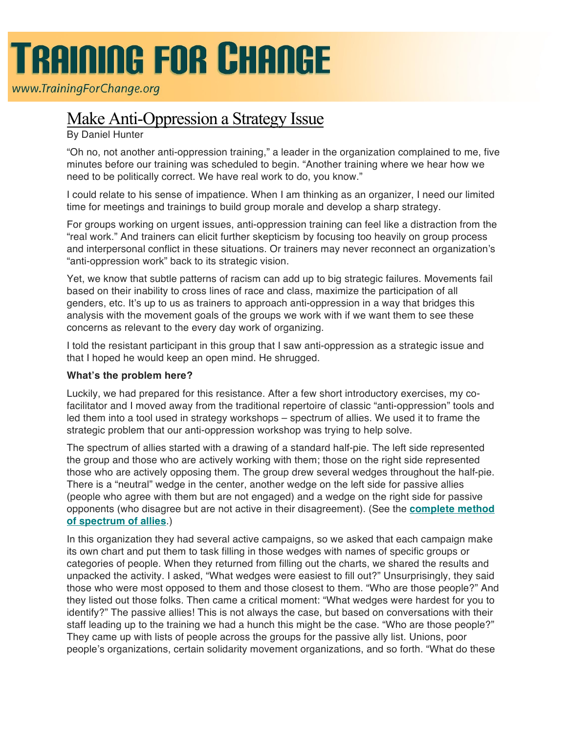# TRAINING FOR CHANGE

www.TrainingForChange.org

## Make Anti-Oppression a Strategy Issue

By Daniel Hunter

"Oh no, not another anti-oppression training," a leader in the organization complained to me, five minutes before our training was scheduled to begin. "Another training where we hear how we need to be politically correct. We have real work to do, you know."

I could relate to his sense of impatience. When I am thinking as an organizer, I need our limited time for meetings and trainings to build group morale and develop a sharp strategy.

For groups working on urgent issues, anti-oppression training can feel like a distraction from the "real work." And trainers can elicit further skepticism by focusing too heavily on group process and interpersonal conflict in these situations. Or trainers may never reconnect an organization's "anti-oppression work" back to its strategic vision.

Yet, we know that subtle patterns of racism can add up to big strategic failures. Movements fail based on their inability to cross lines of race and class, maximize the participation of all genders, etc. It's up to us as trainers to approach anti-oppression in a way that bridges this analysis with the movement goals of the groups we work with if we want them to see these concerns as relevant to the every day work of organizing.

I told the resistant participant in this group that I saw anti-oppression as a strategic issue and that I hoped he would keep an open mind. He shrugged.

**What's the problem here?**

Luckily, we had prepared for this resistance. After a few short introductory exercises, my co-facilitator and I moved away from the traditional repertoire of classic "anti-oppression" tools and led them into a tool used in strategy workshops – spectrum of allies. We used it to frame the strategic problem that our anti-oppression workshop was trying to help solve.

The spectrum of allies started with a drawing of a standard half-pie. The left side represented the group and those who are actively working with them; those on the right side represented those who are actively opposing them. The group drew several wedges throughout the half-pie. There is a "neutral" wedge in the center, another wedge on the left side for passive allies (people who agree with them but are not engaged) and a wedge on the right side for passive opponents (who disagree but are not active in their disagreement). (See the **complete method of spectrum of allies**.)

In this organization they had several active campaigns, so we asked that each campaign make its own chart and put them to task filling in those wedges with names of specific groups or categories of people. When they returned from filling out the charts, we shared the results and unpacked the activity. I asked, "What wedges were easiest to fill out?" Unsurprisingly, they said those who were most opposed to them and those closest to them. "Who are those people?" And they listed out those folks. Then came a critical moment: "What wedges were hardest for you to identify?" The passive allies! This is not always the case, but based on conversations with their staff leading up to the training we had a hunch this might be the case. "Who are those people?" They came up with lists of people across the groups for the passive ally list. Unions, poor people's organizations, certain solidarity movement organizations, and so forth. "What do these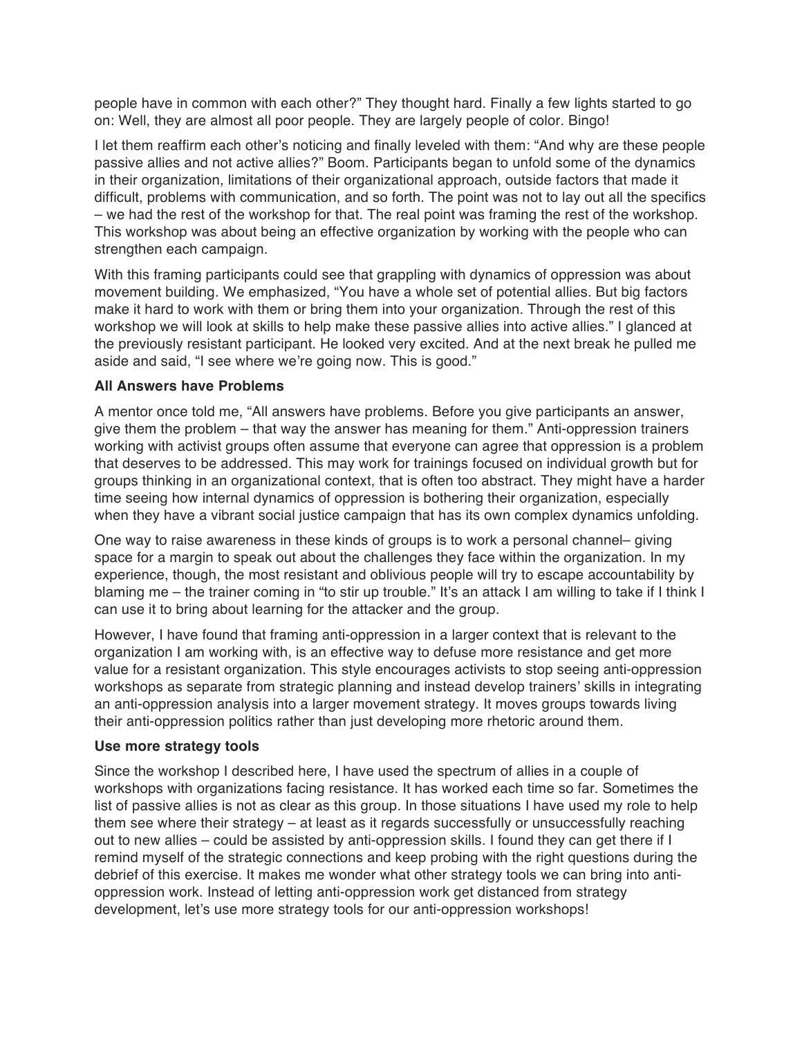people have in common with each other?" They thought hard. Finally a few lights started to go on: Well, they are almost all poor people. They are largely people of color. Bingo!

I let them reaffirm each other's noticing and finally leveled with them: "And why are these people passive allies and not active allies?" Boom. Participants began to unfold some of the dynamics in their organization, limitations of their organizational approach, outside factors that made it difficult, problems with communication, and so forth. The point was not to lay out all the specifics – we had the rest of the workshop for that. The real point was framing the rest of the workshop. This workshop was about being an effective organization by working with the people who can strengthen each campaign.

With this framing participants could see that grappling with dynamics of oppression was about movement building. We emphasized, "You have a whole set of potential allies. But big factors make it hard to work with them or bring them into your organization. Through the rest of this workshop we will look at skills to help make these passive allies into active allies." I glanced at the previously resistant participant. He looked very excited. And at the next break he pulled me aside and said, "I see where we're going now. This is good."

**All Answers have Problems**

A mentor once told me, "All answers have problems. Before you give participants an answer, give them the problem – that way the answer has meaning for them." Anti-oppression trainers working with activist groups often assume that everyone can agree that oppression is a problem that deserves to be addressed. This may work for trainings focused on individual growth but for groups thinking in an organizational context, that is often too abstract. They might have a harder time seeing how internal dynamics of oppression is bothering their organization, especially when they have a vibrant social justice campaign that has its own complex dynamics unfolding.

One way to raise awareness in these kinds of groups is to work a personal channel– giving space for a margin to speak out about the challenges they face within the organization. In my experience, though, the most resistant and oblivious people will try to escape accountability by blaming me – the trainer coming in "to stir up trouble." It's an attack I am willing to take if I think I can use it to bring about learning for the attacker and the group.

However, I have found that framing anti-oppression in a larger context that is relevant to the organization I am working with, is an effective way to defuse more resistance and get more value for a resistant organization. This style encourages activists to stop seeing anti-oppression workshops as separate from strategic planning and instead develop trainers' skills in integrating an anti-oppression analysis into a larger movement strategy. It moves groups towards living their anti-oppression politics rather than just developing more rhetoric around them.

**Use more strategy tools**

Since the workshop I described here, I have used the spectrum of allies in a couple of workshops with organizations facing resistance. It has worked each time so far. Sometimes the list of passive allies is not as clear as this group. In those situations I have used my role to help them see where their strategy – at least as it regards successfully or unsuccessfully reaching out to new allies – could be assisted by anti-oppression skills. I found they can get there if I remind myself of the strategic connections and keep probing with the right questions during the debrief of this exercise. It makes me wonder what other strategy tools we can bring into anti-oppression work. Instead of letting anti-oppression work get distanced from strategy development, let's use more strategy tools for our anti-oppression workshops!